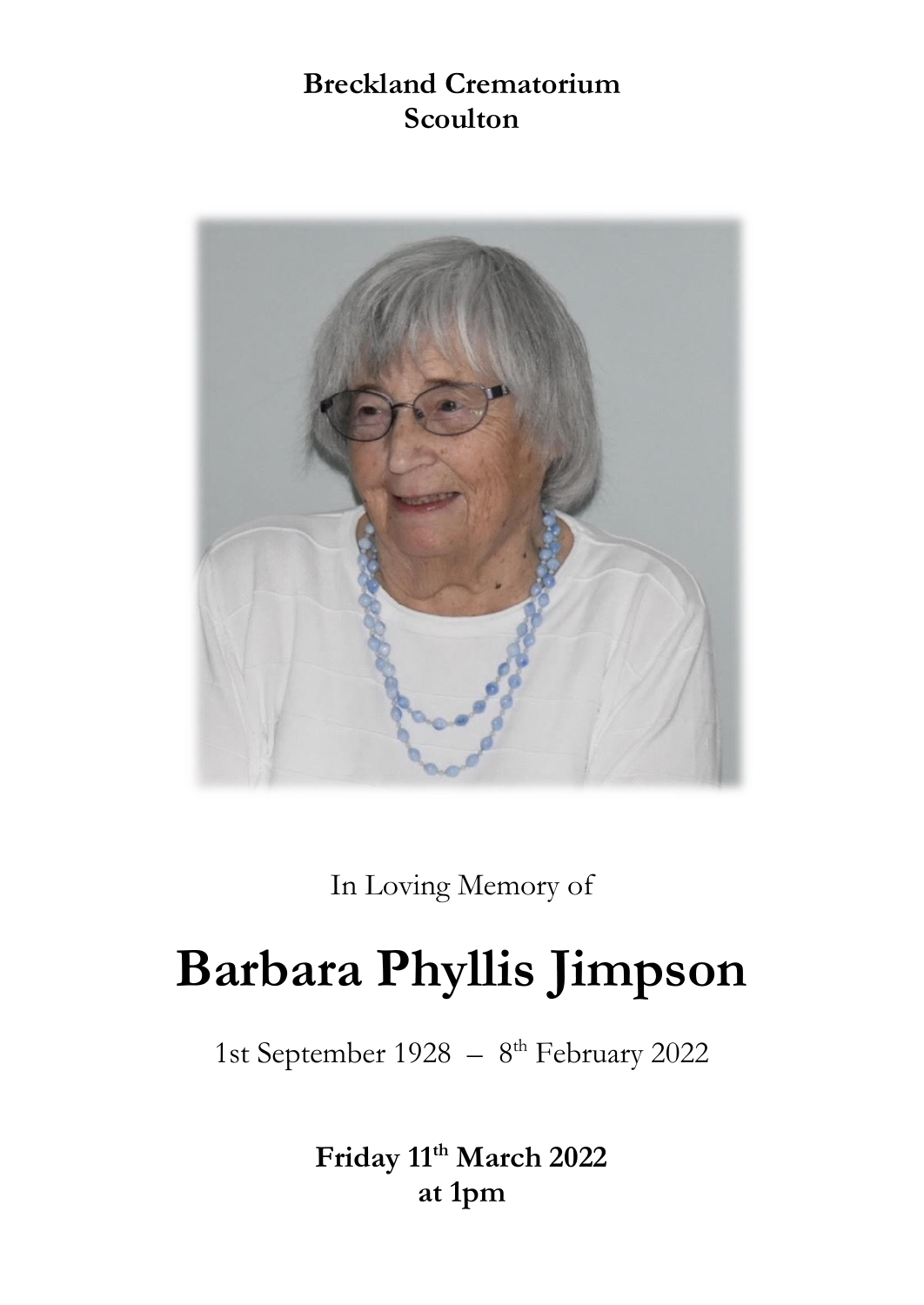**Breckland Crematorium**
**Scoulton**

In Loving Memory of

# Barbara Phyllis Jimpson

1st September 1928 – 8th February 2022

**Friday 11th March 2022**
**at 1pm**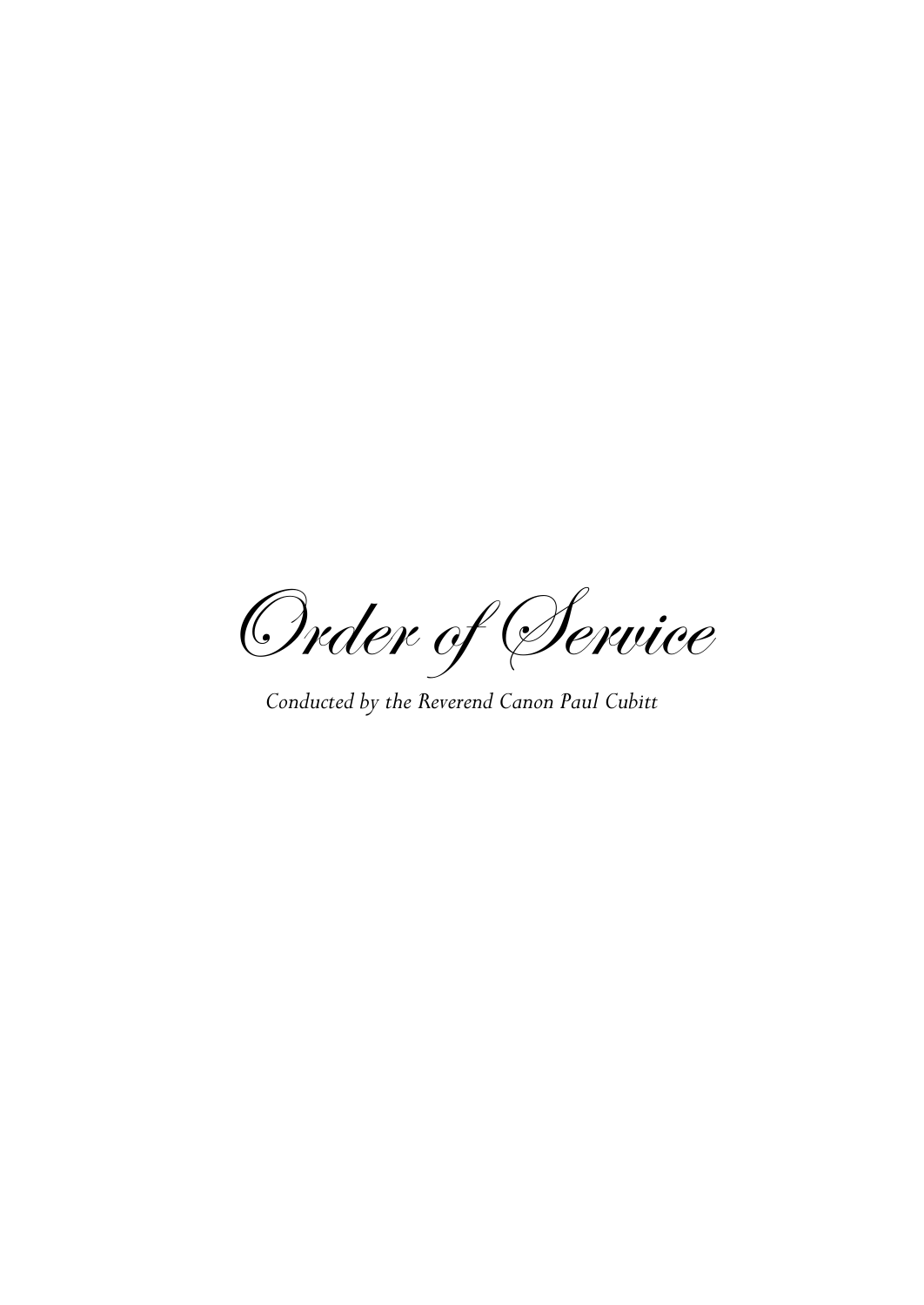# *Order of Service*

*Conducted by the Reverend Canon Paul Cubitt*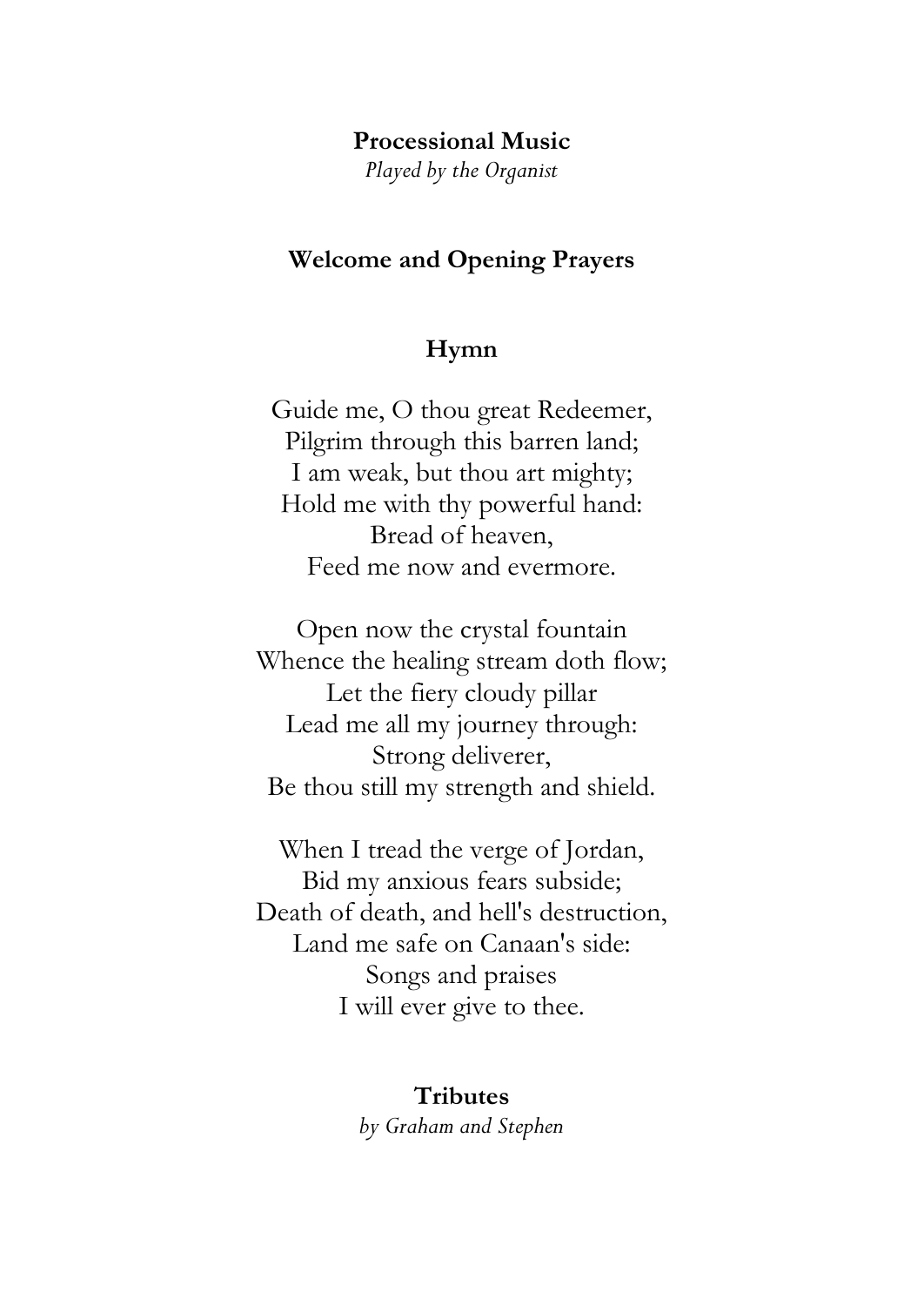**Processional Music**

*Played by the Organist*

**Welcome and Opening Prayers**

**Hymn**

Guide me, O thou great Redeemer,
Pilgrim through this barren land;
I am weak, but thou art mighty;
Hold me with thy powerful hand:
Bread of heaven,
Feed me now and evermore.

Open now the crystal fountain
Whence the healing stream doth flow;
Let the fiery cloudy pillar
Lead me all my journey through:
Strong deliverer,
Be thou still my strength and shield.

When I tread the verge of Jordan,
Bid my anxious fears subside;
Death of death, and hell's destruction,
Land me safe on Canaan's side:
Songs and praises
I will ever give to thee.

**Tributes**

*by Graham and Stephen*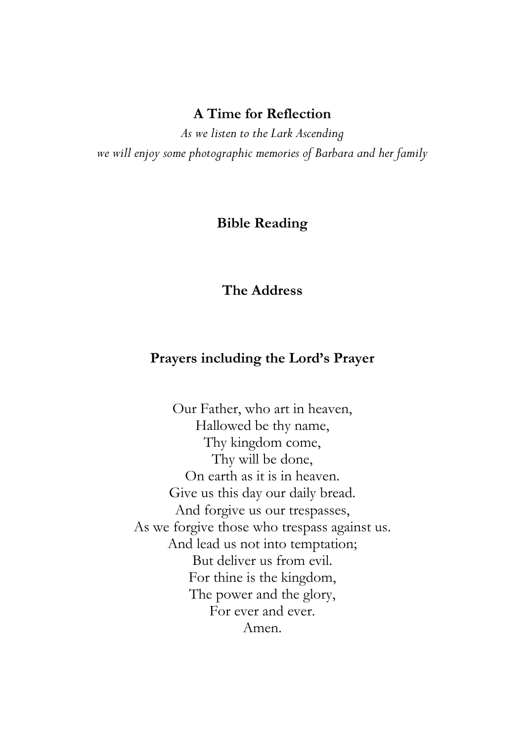**A Time for Reflection**

*As we listen to the Lark Ascending*
*we will enjoy some photographic memories of Barbara and her family*

**Bible Reading**

**The Address**

**Prayers including the Lord's Prayer**

Our Father, who art in heaven,
Hallowed be thy name,
Thy kingdom come,
Thy will be done,
On earth as it is in heaven.
Give us this day our daily bread.
And forgive us our trespasses,
As we forgive those who trespass against us.
And lead us not into temptation;
But deliver us from evil.
For thine is the kingdom,
The power and the glory,
For ever and ever.
Amen.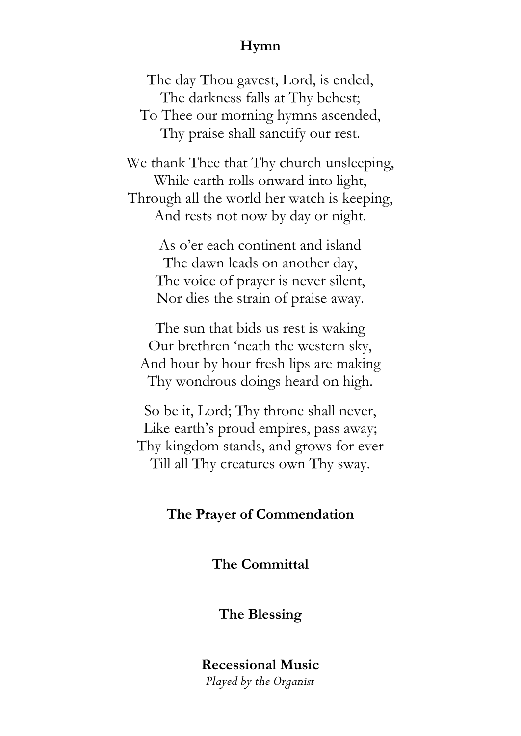## Hymn

The day Thou gavest, Lord, is ended,
The darkness falls at Thy behest;
To Thee our morning hymns ascended,
Thy praise shall sanctify our rest.

We thank Thee that Thy church unsleeping,
While earth rolls onward into light,
Through all the world her watch is keeping,
And rests not now by day or night.

As o'er each continent and island
The dawn leads on another day,
The voice of prayer is never silent,
Nor dies the strain of praise away.

The sun that bids us rest is waking
Our brethren 'neath the western sky,
And hour by hour fresh lips are making
Thy wondrous doings heard on high.

So be it, Lord; Thy throne shall never,
Like earth's proud empires, pass away;
Thy kingdom stands, and grows for ever
Till all Thy creatures own Thy sway.

## The Prayer of Commendation

## The Committal

## The Blessing

## Recessional Music

*Played by the Organist*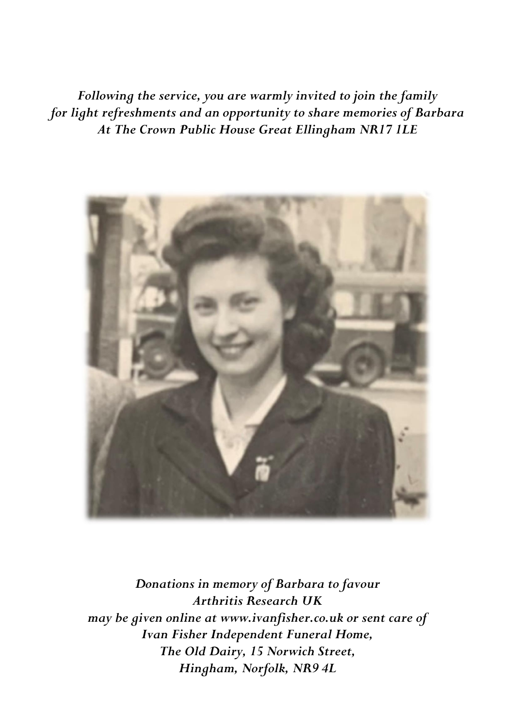*Following the service, you are warmly invited to join the family*
*for light refreshments and an opportunity to share memories of Barbara*
*At The Crown Public House Great Ellingham NR17 1LE*

*Donations in memory of Barbara to favour*
*Arthritis Research UK*
*may be given online at www.ivanfisher.co.uk or sent care of*
*Ivan Fisher Independent Funeral Home,*
*The Old Dairy, 15 Norwich Street,*
*Hingham, Norfolk, NR9 4L*